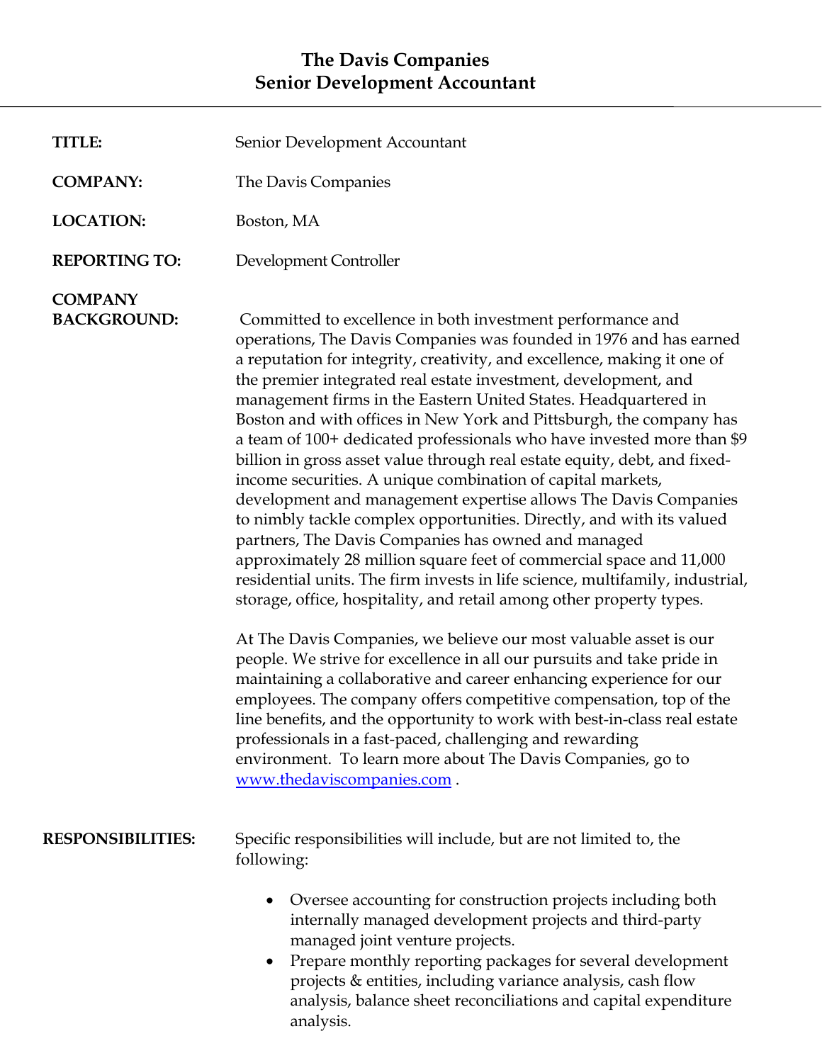# The Davis Companies
## Senior Development Accountant

---

**TITLE:** Senior Development Accountant

**COMPANY:** The Davis Companies

**LOCATION:** Boston, MA

**REPORTING TO:** Development Controller

**COMPANY BACKGROUND:**

Committed to excellence in both investment performance and operations, The Davis Companies was founded in 1976 and has earned a reputation for integrity, creativity, and excellence, making it one of the premier integrated real estate investment, development, and management firms in the Eastern United States. Headquartered in Boston and with offices in New York and Pittsburgh, the company has a team of 100+ dedicated professionals who have invested more than $9 billion in gross asset value through real estate equity, debt, and fixed-income securities. A unique combination of capital markets, development and management expertise allows The Davis Companies to nimbly tackle complex opportunities. Directly, and with its valued partners, The Davis Companies has owned and managed approximately 28 million square feet of commercial space and 11,000 residential units. The firm invests in life science, multifamily, industrial, storage, office, hospitality, and retail among other property types.

At The Davis Companies, we believe our most valuable asset is our people. We strive for excellence in all our pursuits and take pride in maintaining a collaborative and career enhancing experience for our employees. The company offers competitive compensation, top of the line benefits, and the opportunity to work with best-in-class real estate professionals in a fast-paced, challenging and rewarding environment. To learn more about The Davis Companies, go to [www.thedaviscompanies.com](http://www.thedaviscompanies.com) .

**RESPONSIBILITIES:** Specific responsibilities will include, but are not limited to, the following:

- Oversee accounting for construction projects including both internally managed development projects and third-party managed joint venture projects.
- Prepare monthly reporting packages for several development projects & entities, including variance analysis, cash flow analysis, balance sheet reconciliations and capital expenditure analysis.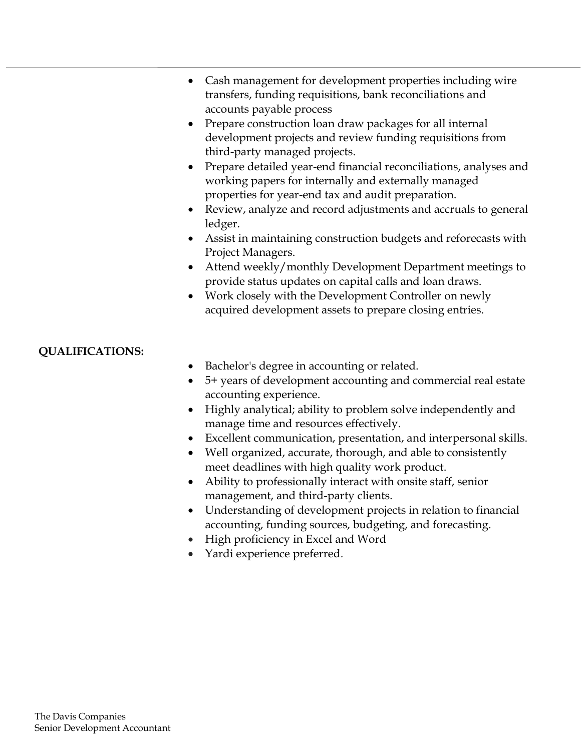- Cash management for development properties including wire transfers, funding requisitions, bank reconciliations and accounts payable process
- Prepare construction loan draw packages for all internal development projects and review funding requisitions from third-party managed projects.
- Prepare detailed year-end financial reconciliations, analyses and working papers for internally and externally managed properties for year-end tax and audit preparation.
- Review, analyze and record adjustments and accruals to general ledger.
- Assist in maintaining construction budgets and reforecasts with Project Managers.
- Attend weekly/monthly Development Department meetings to provide status updates on capital calls and loan draws.
- Work closely with the Development Controller on newly acquired development assets to prepare closing entries.

**QUALIFICATIONS:**

- Bachelor's degree in accounting or related.
- 5+ years of development accounting and commercial real estate accounting experience.
- Highly analytical; ability to problem solve independently and manage time and resources effectively.
- Excellent communication, presentation, and interpersonal skills.
- Well organized, accurate, thorough, and able to consistently meet deadlines with high quality work product.
- Ability to professionally interact with onsite staff, senior management, and third-party clients.
- Understanding of development projects in relation to financial accounting, funding sources, budgeting, and forecasting.
- High proficiency in Excel and Word
- Yardi experience preferred.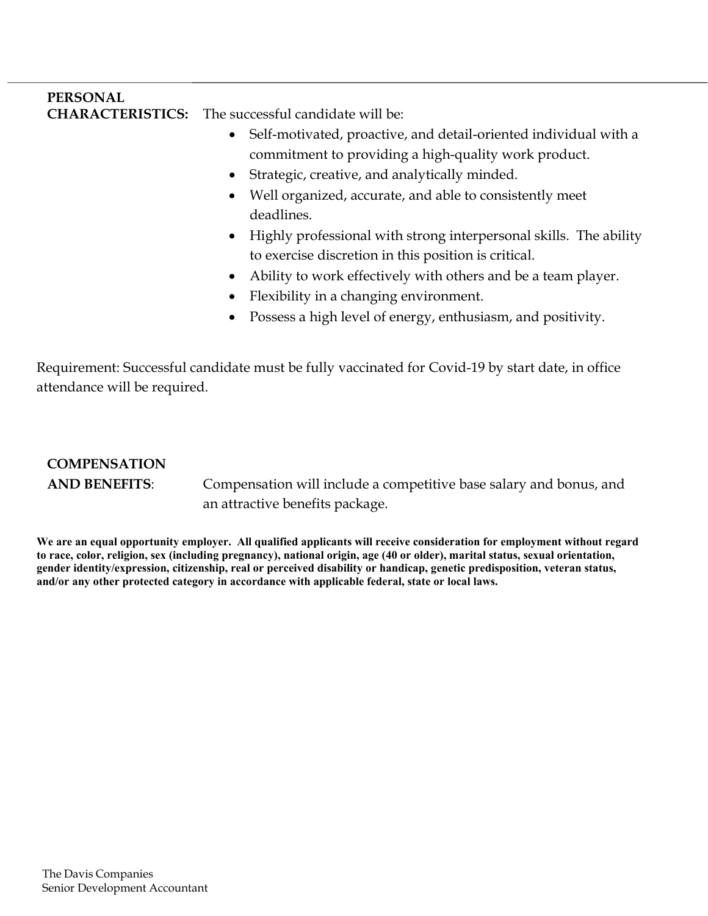**PERSONAL CHARACTERISTICS:** The successful candidate will be:

- Self-motivated, proactive, and detail-oriented individual with a commitment to providing a high-quality work product.
- Strategic, creative, and analytically minded.
- Well organized, accurate, and able to consistently meet deadlines.
- Highly professional with strong interpersonal skills. The ability to exercise discretion in this position is critical.
- Ability to work effectively with others and be a team player.
- Flexibility in a changing environment.
- Possess a high level of energy, enthusiasm, and positivity.

Requirement: Successful candidate must be fully vaccinated for Covid-19 by start date, in office attendance will be required.

**COMPENSATION AND BENEFITS**: Compensation will include a competitive base salary and bonus, and an attractive benefits package.

**We are an equal opportunity employer. All qualified applicants will receive consideration for employment without regard to race, color, religion, sex (including pregnancy), national origin, age (40 or older), marital status, sexual orientation, gender identity/expression, citizenship, real or perceived disability or handicap, genetic predisposition, veteran status, and/or any other protected category in accordance with applicable federal, state or local laws.**